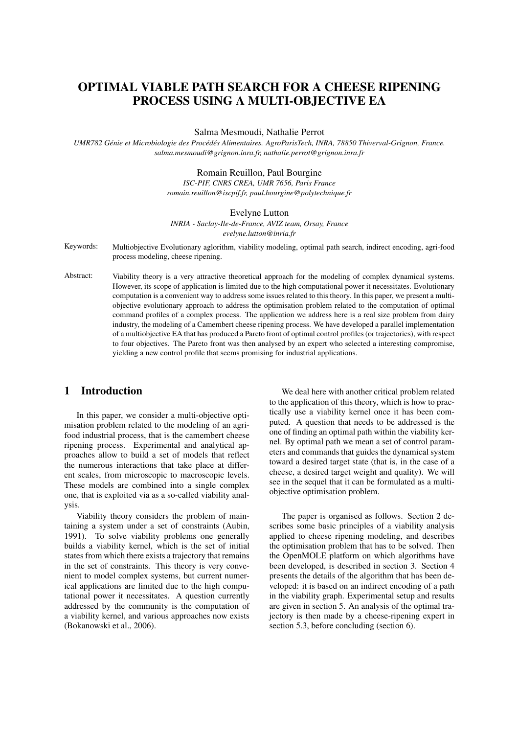# OPTIMAL VIABLE PATH SEARCH FOR A CHEESE RIPENING PROCESS USING A MULTI-OBJECTIVE EA

Salma Mesmoudi, Nathalie Perrot

*UMR782 Génie et Microbiologie des Procédés Alimentaires. AgroParisTech, INRA, 78850 Thiverval-Grignon, France.*
*salma.mesmoudi@grignon.inra.fr, nathalie.perrot@grignon.inra.fr*

Romain Reuillon, Paul Bourgine

*ISC-PIF, CNRS CREA, UMR 7656, Paris France*
*romain.reuillon@iscpif.fr, paul.bourgine@polytechnique.fr*

Evelyne Lutton

*INRIA - Saclay-Ile-de-France, AVIZ team, Orsay, France*
*evelyne.lutton@inria.fr*

Keywords: Multiobjective Evolutionary aglorithm, viability modeling, optimal path search, indirect encoding, agri-food process modeling, cheese ripening.

Abstract: Viability theory is a very attractive theoretical approach for the modeling of complex dynamical systems. However, its scope of application is limited due to the high computational power it necessitates. Evolutionary computation is a convenient way to address some issues related to this theory. In this paper, we present a multi-objective evolutionary approach to address the optimisation problem related to the computation of optimal command profiles of a complex process. The application we address here is a real size problem from dairy industry, the modeling of a Camembert cheese ripening process. We have developed a parallel implementation of a multiobjective EA that has produced a Pareto front of optimal control profiles (or trajectories), with respect to four objectives. The Pareto front was then analysed by an expert who selected a interesting compromise, yielding a new control profile that seems promising for industrial applications.

## 1 Introduction

In this paper, we consider a multi-objective optimisation problem related to the modeling of an agri-food industrial process, that is the camembert cheese ripening process. Experimental and analytical approaches allow to build a set of models that reflect the numerous interactions that take place at different scales, from microscopic to macroscopic levels. These models are combined into a single complex one, that is exploited via as a so-called viability analysis.

Viability theory considers the problem of maintaining a system under a set of constraints (Aubin, 1991). To solve viability problems one generally builds a viability kernel, which is the set of initial states from which there exists a trajectory that remains in the set of constraints. This theory is very convenient to model complex systems, but current numerical applications are limited due to the high computational power it necessitates. A question currently addressed by the community is the computation of a viability kernel, and various approaches now exists (Bokanowski et al., 2006).

We deal here with another critical problem related to the application of this theory, which is how to practically use a viability kernel once it has been computed. A question that needs to be addressed is the one of finding an optimal path within the viability kernel. By optimal path we mean a set of control parameters and commands that guides the dynamical system toward a desired target state (that is, in the case of a cheese, a desired target weight and quality). We will see in the sequel that it can be formulated as a multi-objective optimisation problem.

The paper is organised as follows. Section 2 describes some basic principles of a viability analysis applied to cheese ripening modeling, and describes the optimisation problem that has to be solved. Then the OpenMOLE platform on which algorithms have been developed, is described in section 3. Section 4 presents the details of the algorithm that has been developed: it is based on an indirect encoding of a path in the viability graph. Experimental setup and results are given in section 5. An analysis of the optimal trajectory is then made by a cheese-ripening expert in section 5.3, before concluding (section 6).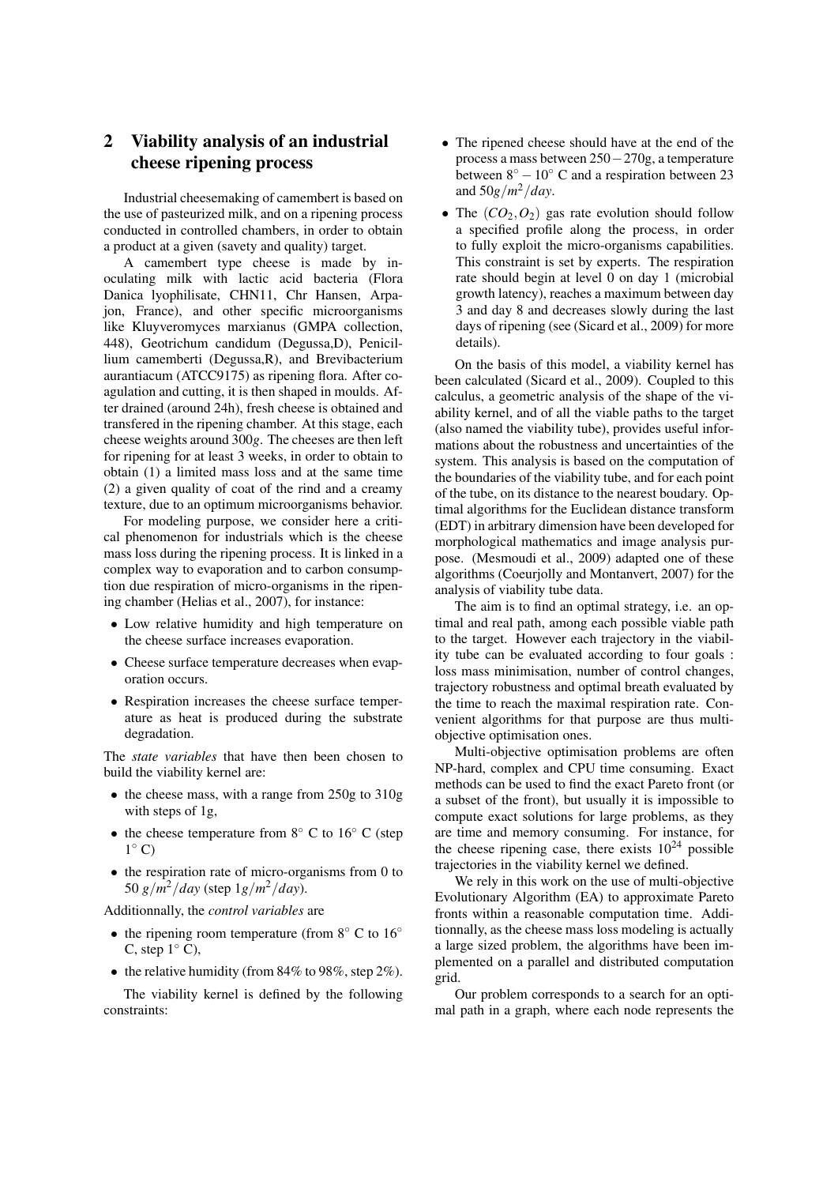## 2 Viability analysis of an industrial cheese ripening process

Industrial cheesemaking of camembert is based on the use of pasteurized milk, and on a ripening process conducted in controlled chambers, in order to obtain a product at a given (savety and quality) target.

A camembert type cheese is made by inoculating milk with lactic acid bacteria (Flora Danica lyophilisate, CHN11, Chr Hansen, Arpajon, France), and other specific microorganisms like Kluyveromyces marxianus (GMPA collection, 448), Geotrichum candidum (Degussa,D), Penicillium camemberti (Degussa,R), and Brevibacterium aurantiacum (ATCC9175) as ripening flora. After coagulation and cutting, it is then shaped in moulds. After drained (around 24h), fresh cheese is obtained and transfered in the ripening chamber. At this stage, each cheese weights around $300g$. The cheeses are then left for ripening for at least 3 weeks, in order to obtain to obtain (1) a limited mass loss and at the same time (2) a given quality of coat of the rind and a creamy texture, due to an optimum microorganisms behavior.

For modeling purpose, we consider here a critical phenomenon for industrials which is the cheese mass loss during the ripening process. It is linked in a complex way to evaporation and to carbon consumption due respiration of micro-organisms in the ripening chamber (Helias et al., 2007), for instance:

- Low relative humidity and high temperature on the cheese surface increases evaporation.
- Cheese surface temperature decreases when evaporation occurs.
- Respiration increases the cheese surface temperature as heat is produced during the substrate degradation.

The *state variables* that have then been chosen to build the viability kernel are:

- the cheese mass, with a range from 250g to 310g with steps of 1g,
- the cheese temperature from $8^\circ$ C to $16^\circ$ C (step $1^\circ$ C)
- the respiration rate of micro-organisms from 0 to 50 $g/m^2/day$ (step $1g/m^2/day$).

Additionnally, the *control variables* are

- the ripening room temperature (from $8^\circ$ C to $16^\circ$ C, step $1^\circ$ C),
- the relative humidity (from 84% to 98%, step 2%).

The viability kernel is defined by the following constraints:

- The ripened cheese should have at the end of the process a mass between $250-270$g, a temperature between $8^\circ - 10^\circ$ C and a respiration between 23 and $50g/m^2/day$.
- The $(CO_2, O_2)$ gas rate evolution should follow a specified profile along the process, in order to fully exploit the micro-organisms capabilities. This constraint is set by experts. The respiration rate should begin at level 0 on day 1 (microbial growth latency), reaches a maximum between day 3 and day 8 and decreases slowly during the last days of ripening (see (Sicard et al., 2009) for more details).

On the basis of this model, a viability kernel has been calculated (Sicard et al., 2009). Coupled to this calculus, a geometric analysis of the shape of the viability kernel, and of all the viable paths to the target (also named the viability tube), provides useful informations about the robustness and uncertainties of the system. This analysis is based on the computation of the boundaries of the viability tube, and for each point of the tube, on its distance to the nearest boudary. Optimal algorithms for the Euclidean distance transform (EDT) in arbitrary dimension have been developed for morphological mathematics and image analysis purpose. (Mesmoudi et al., 2009) adapted one of these algorithms (Coeurjolly and Montanvert, 2007) for the analysis of viability tube data.

The aim is to find an optimal strategy, i.e. an optimal and real path, among each possible viable path to the target. However each trajectory in the viability tube can be evaluated according to four goals : loss mass minimisation, number of control changes, trajectory robustness and optimal breath evaluated by the time to reach the maximal respiration rate. Convenient algorithms for that purpose are thus multi-objective optimisation ones.

Multi-objective optimisation problems are often NP-hard, complex and CPU time consuming. Exact methods can be used to find the exact Pareto front (or a subset of the front), but usually it is impossible to compute exact solutions for large problems, as they are time and memory consuming. For instance, for the cheese ripening case, there exists $10^{24}$ possible trajectories in the viability kernel we defined.

We rely in this work on the use of multi-objective Evolutionary Algorithm (EA) to approximate Pareto fronts within a reasonable computation time. Additionnally, as the cheese mass loss modeling is actually a large sized problem, the algorithms have been implemented on a parallel and distributed computation grid.

Our problem corresponds to a search for an optimal path in a graph, where each node represents the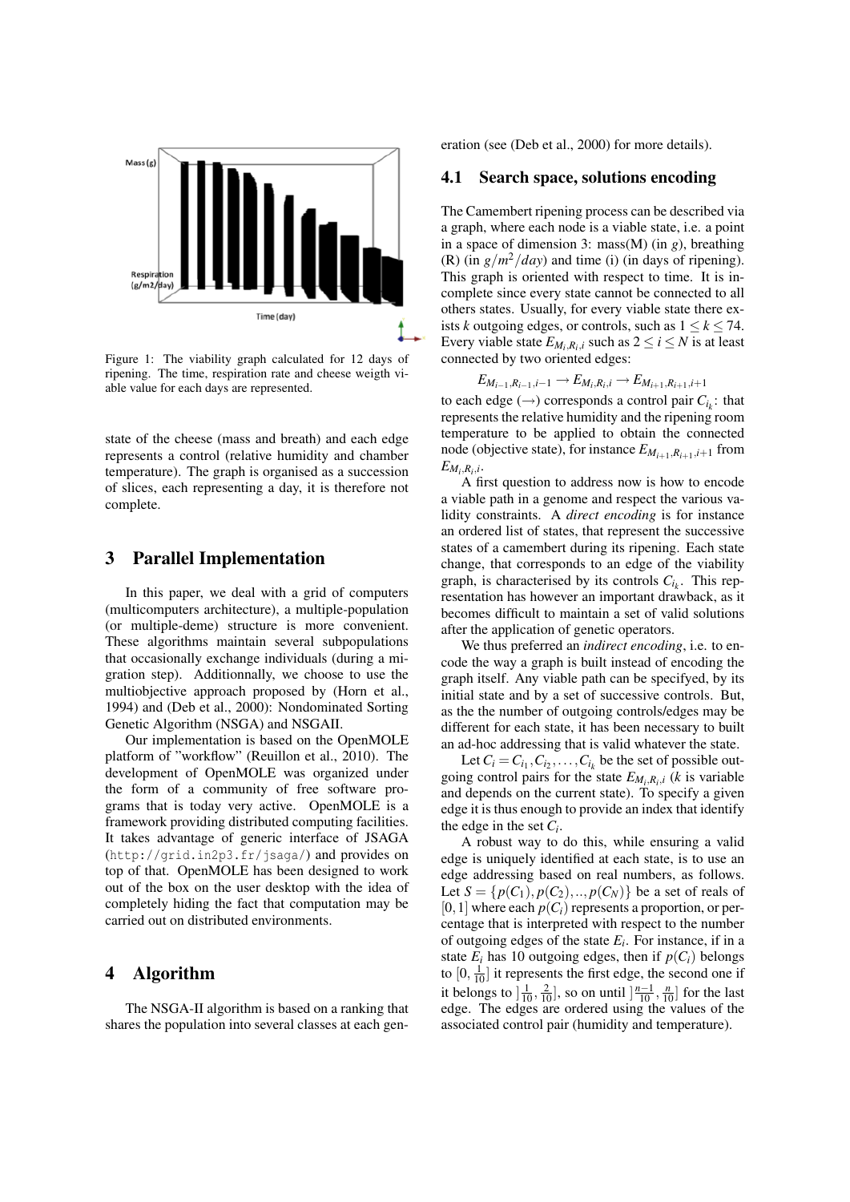Figure 1: The viability graph calculated for 12 days of ripening. The time, respiration rate and cheese weigth viable value for each days are represented.

state of the cheese (mass and breath) and each edge represents a control (relative humidity and chamber temperature). The graph is organised as a succession of slices, each representing a day, it is therefore not complete.

## 3 Parallel Implementation

In this paper, we deal with a grid of computers (multicomputers architecture), a multiple-population (or multiple-deme) structure is more convenient. These algorithms maintain several subpopulations that occasionally exchange individuals (during a migration step). Additionnally, we choose to use the multiobjective approach proposed by (Horn et al., 1994) and (Deb et al., 2000): Nondominated Sorting Genetic Algorithm (NSGA) and NSGAII.

Our implementation is based on the OpenMOLE platform of "workflow" (Reuillon et al., 2010). The development of OpenMOLE was organized under the form of a community of free software programs that is today very active. OpenMOLE is a framework providing distributed computing facilities. It takes advantage of generic interface of JSAGA (http://grid.in2p3.fr/jsaga/) and provides on top of that. OpenMOLE has been designed to work out of the box on the user desktop with the idea of completely hiding the fact that computation may be carried out on distributed environments.

## 4 Algorithm

The NSGA-II algorithm is based on a ranking that shares the population into several classes at each generation (see (Deb et al., 2000) for more details).

### 4.1 Search space, solutions encoding

The Camembert ripening process can be described via a graph, where each node is a viable state, i.e. a point in a space of dimension 3: mass(M) (in $g$), breathing (R) (in $g/m^2/day$) and time (i) (in days of ripening). This graph is oriented with respect to time. It is incomplete since every state cannot be connected to all others states. Usually, for every viable state there exists $k$ outgoing edges, or controls, such as $1 \leq k \leq 74$. Every viable state $E_{M_i,R_i,i}$ such as $2 \leq i \leq N$ is at least connected by two oriented edges:

$$E_{M_{i-1},R_{i-1},i-1} \rightarrow E_{M_i,R_i,i} \rightarrow E_{M_{i+1},R_{i+1},i+1}$$

to each edge ($\rightarrow$) corresponds a control pair $C_{i_k}$: that represents the relative humidity and the ripening room temperature to be applied to obtain the connected node (objective state), for instance $E_{M_{i+1},R_{i+1},i+1}$ from $E_{M_i,R_i,i}$.

A first question to address now is how to encode a viable path in a genome and respect the various validity constraints. A *direct encoding* is for instance an ordered list of states, that represent the successive states of a camembert during its ripening. Each state change, that corresponds to an edge of the viability graph, is characterised by its controls $C_{i_k}$. This representation has however an important drawback, as it becomes difficult to maintain a set of valid solutions after the application of genetic operators.

We thus preferred an *indirect encoding*, i.e. to encode the way a graph is built instead of encoding the graph itself. Any viable path can be specifyed, by its initial state and by a set of successive controls. But, as the the number of outgoing controls/edges may be different for each state, it has been necessary to built an ad-hoc addressing that is valid whatever the state.

Let $C_i = C_{i_1}, C_{i_2}, \ldots, C_{i_k}$ be the set of possible outgoing control pairs for the state $E_{M_i,R_i,i}$ ($k$ is variable and depends on the current state). To specify a given edge it is thus enough to provide an index that identify the edge in the set $C_i$.

A robust way to do this, while ensuring a valid edge is uniquely identified at each state, is to use an edge addressing based on real numbers, as follows. Let $S = \{p(C_1), p(C_2), .., p(C_N)\}$ be a set of reals of $[0,1]$ where each $p(C_i)$ represents a proportion, or percentage that is interpreted with respect to the number of outgoing edges of the state $E_i$. For instance, if in a state $E_i$ has 10 outgoing edges, then if $p(C_i)$ belongs to $[0, \frac{1}{10}]$ it represents the first edge, the second one if it belongs to $]\frac{1}{10}, \frac{2}{10}]$, so on until $]\frac{n-1}{10}, \frac{n}{10}]$ for the last edge. The edges are ordered using the values of the associated control pair (humidity and temperature).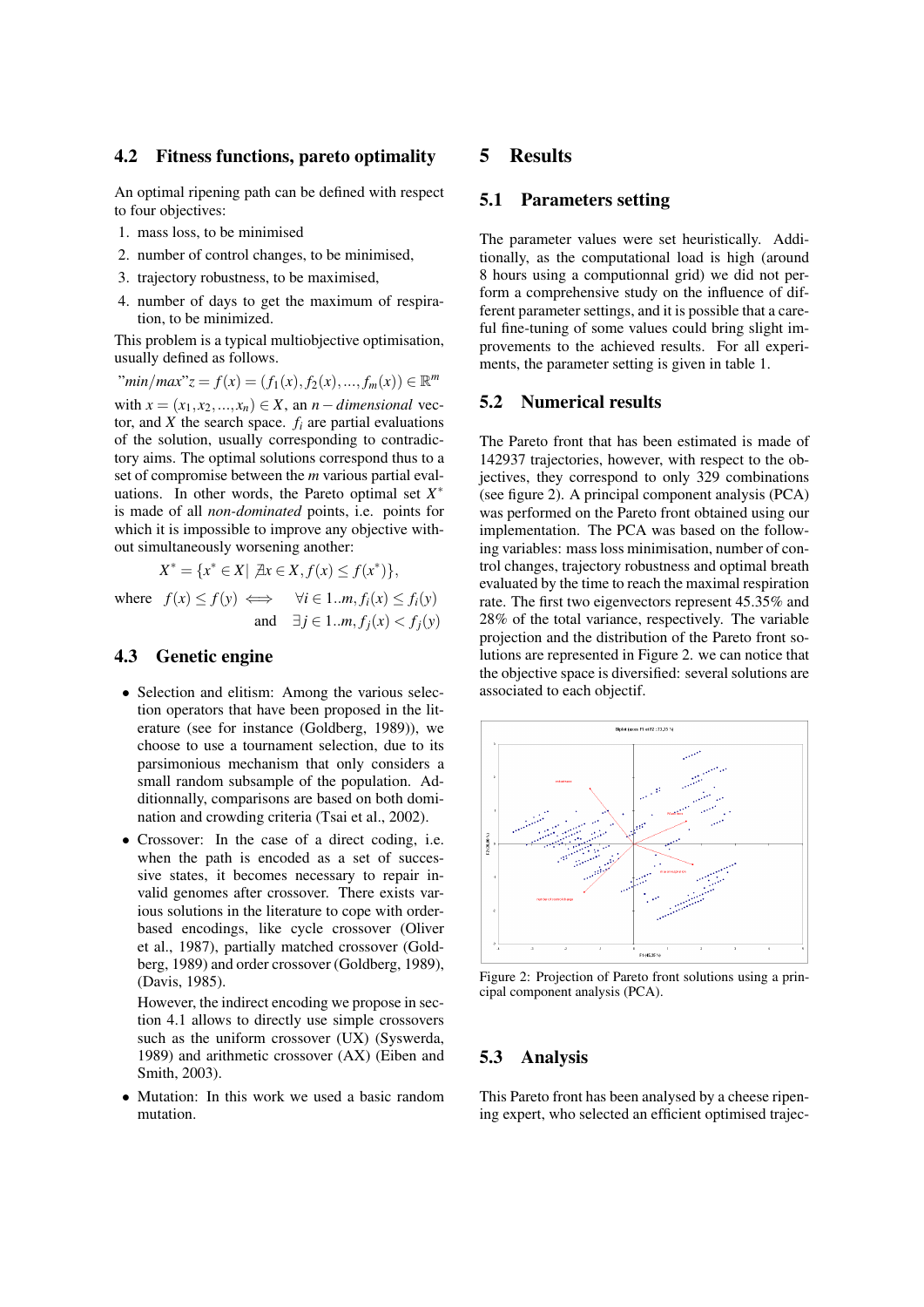### 4.2 Fitness functions, pareto optimality

An optimal ripening path can be defined with respect to four objectives:

1. mass loss, to be minimised
2. number of control changes, to be minimised,
3. trajectory robustness, to be maximised,
4. number of days to get the maximum of respiration, to be minimized.

This problem is a typical multiobjective optimisation, usually defined as follows.

$$\text{"}min/max\text{"} z = f(x) = (f_1(x), f_2(x), ..., f_m(x)) \in \mathbb{R}^m$$

with $x = (x_1, x_2, ..., x_n) \in X$, an $n-dimensional$ vector, and $X$ the search space. $f_i$ are partial evaluations of the solution, usually corresponding to contradictory aims. The optimal solutions correspond thus to a set of compromise between the $m$ various partial evaluations. In other words, the Pareto optimal set $X^*$ is made of all *non-dominated* points, i.e. points for which it is impossible to improve any objective without simultaneously worsening another:

$$X^* = \{x^* \in X | \nexists x \in X, f(x) \leq f(x^*)\},$$

where $f(x) \leq f(y) \iff \forall i \in 1..m, f_i(x) \leq f_i(y)$ and $\exists j \in 1..m, f_j(x) < f_j(y)$

### 4.3 Genetic engine

- Selection and elitism: Among the various selection operators that have been proposed in the literature (see for instance (Goldberg, 1989)), we choose to use a tournament selection, due to its parsimonious mechanism that only considers a small random subsample of the population. Additionnally, comparisons are based on both domination and crowding criteria (Tsai et al., 2002).
- Crossover: In the case of a direct coding, i.e. when the path is encoded as a set of successive states, it becomes necessary to repair invalid genomes after crossover. There exists various solutions in the literature to cope with order-based encodings, like cycle crossover (Oliver et al., 1987), partially matched crossover (Goldberg, 1989) and order crossover (Goldberg, 1989), (Davis, 1985).

  However, the indirect encoding we propose in section 4.1 allows to directly use simple crossovers such as the uniform crossover (UX) (Syswerda, 1989) and arithmetic crossover (AX) (Eiben and Smith, 2003).
- Mutation: In this work we used a basic random mutation.

## 5 Results

### 5.1 Parameters setting

The parameter values were set heuristically. Additionally, as the computational load is high (around 8 hours using a computionnal grid) we did not perform a comprehensive study on the influence of different parameter settings, and it is possible that a careful fine-tuning of some values could bring slight improvements to the achieved results. For all experiments, the parameter setting is given in table 1.

### 5.2 Numerical results

The Pareto front that has been estimated is made of 142937 trajectories, however, with respect to the objectives, they correspond to only 329 combinations (see figure 2). A principal component analysis (PCA) was performed on the Pareto front obtained using our implementation. The PCA was based on the following variables: mass loss minimisation, number of control changes, trajectory robustness and optimal breath evaluated by the time to reach the maximal respiration rate. The first two eigenvectors represent 45.35% and 28% of the total variance, respectively. The variable projection and the distribution of the Pareto front solutions are represented in Figure 2. we can notice that the objective space is diversified: several solutions are associated to each objectif.

Figure 2: Projection of Pareto front solutions using a principal component analysis (PCA).

### 5.3 Analysis

This Pareto front has been analysed by a cheese ripening expert, who selected an efficient optimised trajec-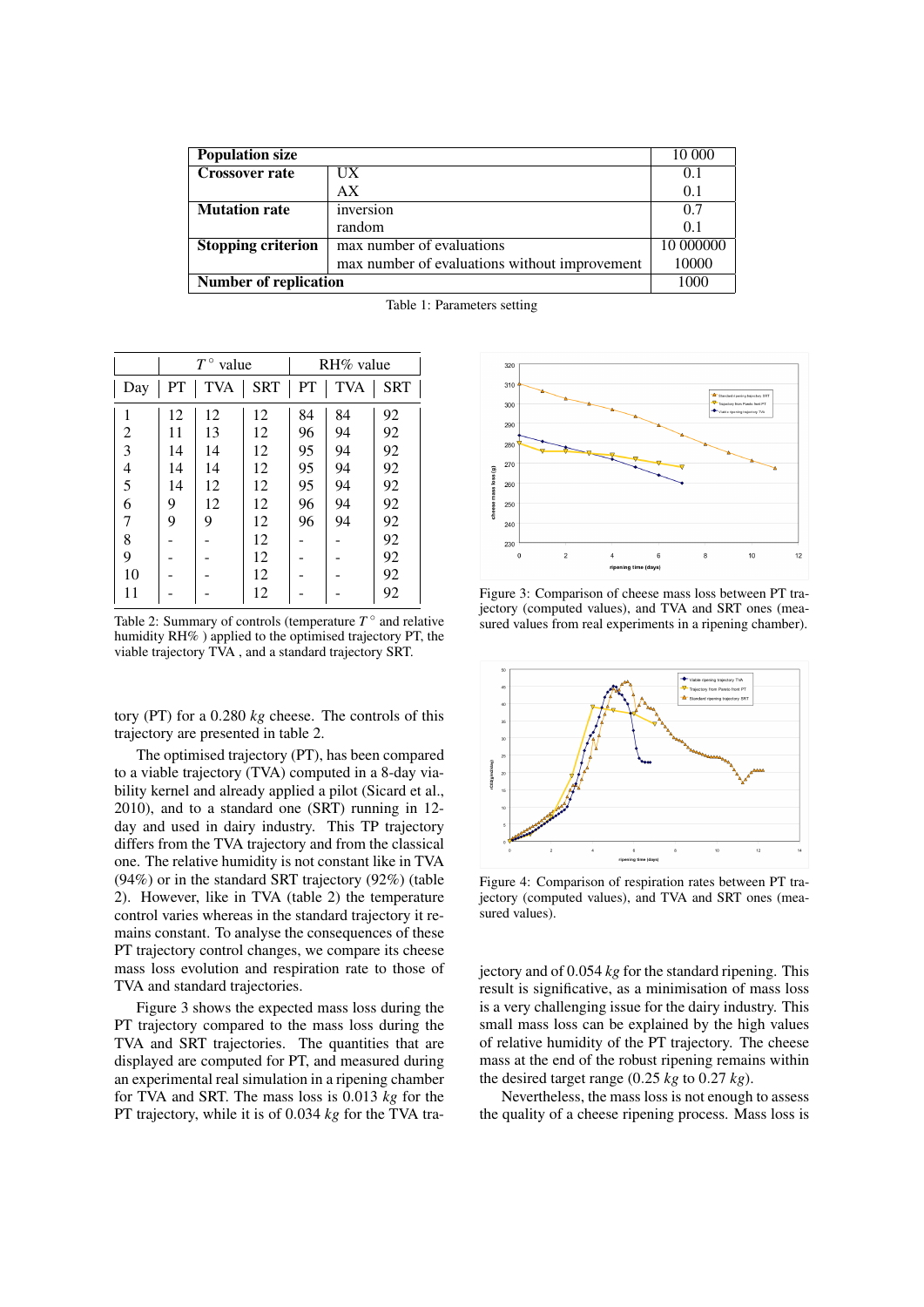| **Population size** | | 10 000 |
|---|---|---|
| **Crossover rate** | UX | 0.1 |
| | AX | 0.1 |
| **Mutation rate** | inversion | 0.7 |
| | random | 0.1 |
| **Stopping criterion** | max number of evaluations | 10 000000 |
| | max number of evaluations without improvement | 10000 |
| **Number of replication** | | 1000 |

Table 1: Parameters setting

| | $T^\circ$ value | | | RH% value | | |
|---|---|---|---|---|---|---|
| Day | PT | TVA | SRT | PT | TVA | SRT |
| 1 | 12 | 12 | 12 | 84 | 84 | 92 |
| 2 | 11 | 13 | 12 | 96 | 94 | 92 |
| 3 | 14 | 14 | 12 | 95 | 94 | 92 |
| 4 | 14 | 14 | 12 | 95 | 94 | 92 |
| 5 | 14 | 12 | 12 | 95 | 94 | 92 |
| 6 | 9 | 12 | 12 | 96 | 94 | 92 |
| 7 | 9 | 9 | 12 | 96 | 94 | 92 |
| 8 | - | - | 12 | - | - | 92 |
| 9 | - | - | 12 | - | - | 92 |
| 10 | - | - | 12 | - | - | 92 |
| 11 | - | - | 12 | - | - | 92 |

Table 2: Summary of controls (temperature $T^\circ$ and relative humidity RH% ) applied to the optimised trajectory PT, the viable trajectory TVA , and a standard trajectory SRT.

tory (PT) for a 0.280 *kg* cheese. The controls of this trajectory are presented in table 2.

The optimised trajectory (PT), has been compared to a viable trajectory (TVA) computed in a 8-day viability kernel and already applied a pilot (Sicard et al., 2010), and to a standard one (SRT) running in 12-day and used in dairy industry. This TP trajectory differs from the TVA trajectory and from the classical one. The relative humidity is not constant like in TVA (94%) or in the standard SRT trajectory (92%) (table 2). However, like in TVA (table 2) the temperature control varies whereas in the standard trajectory it remains constant. To analyse the consequences of these PT trajectory control changes, we compare its cheese mass loss evolution and respiration rate to those of TVA and standard trajectories.

Figure 3 shows the expected mass loss during the PT trajectory compared to the mass loss during the TVA and SRT trajectories. The quantities that are displayed are computed for PT, and measured during an experimental real simulation in a ripening chamber for TVA and SRT. The mass loss is 0.013 *kg* for the PT trajectory, while it is of 0.034 *kg* for the TVA trajectory and of 0.054 *kg* for the standard ripening. This result is significative, as a minimisation of mass loss is a very challenging issue for the dairy industry. This small mass loss can be explained by the high values of relative humidity of the PT trajectory. The cheese mass at the end of the robust ripening remains within the desired target range (0.25 *kg* to 0.27 *kg*).

Nevertheless, the mass loss is not enough to assess the quality of a cheese ripening process. Mass loss is

Figure 3: Comparison of cheese mass loss between PT trajectory (computed values), and TVA and SRT ones (measured values from real experiments in a ripening chamber).

Figure 4: Comparison of respiration rates between PT trajectory (computed values), and TVA and SRT ones (measured values).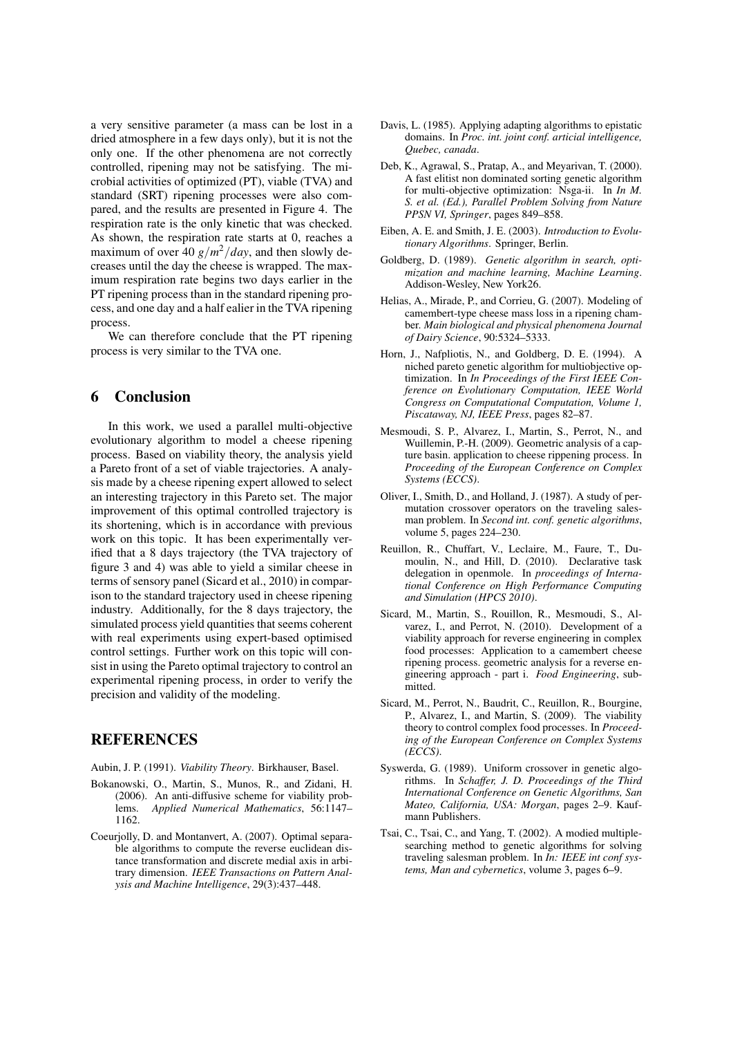a very sensitive parameter (a mass can be lost in a dried atmosphere in a few days only), but it is not the only one. If the other phenomena are not correctly controlled, ripening may not be satisfying. The microbial activities of optimized (PT), viable (TVA) and standard (SRT) ripening processes were also compared, and the results are presented in Figure 4. The respiration rate is the only kinetic that was checked. As shown, the respiration rate starts at 0, reaches a maximum of over 40 $g/m^2/day$, and then slowly decreases until the day the cheese is wrapped. The maximum respiration rate begins two days earlier in the PT ripening process than in the standard ripening process, and one day and a half ealier in the TVA ripening process.

We can therefore conclude that the PT ripening process is very similar to the TVA one.

## 6 Conclusion

In this work, we used a parallel multi-objective evolutionary algorithm to model a cheese ripening process. Based on viability theory, the analysis yield a Pareto front of a set of viable trajectories. A analysis made by a cheese ripening expert allowed to select an interesting trajectory in this Pareto set. The major improvement of this optimal controlled trajectory is its shortening, which is in accordance with previous work on this topic. It has been experimentally verified that a 8 days trajectory (the TVA trajectory of figure 3 and 4) was able to yield a similar cheese in terms of sensory panel (Sicard et al., 2010) in comparison to the standard trajectory used in cheese ripening industry. Additionally, for the 8 days trajectory, the simulated process yield quantities that seems coherent with real experiments using expert-based optimised control settings. Further work on this topic will consist in using the Pareto optimal trajectory to control an experimental ripening process, in order to verify the precision and validity of the modeling.

## REFERENCES

Aubin, J. P. (1991). *Viability Theory*. Birkhauser, Basel.

Bokanowski, O., Martin, S., Munos, R., and Zidani, H. (2006). An anti-diffusive scheme for viability problems. *Applied Numerical Mathematics*, 56:1147–1162.

Coeurjolly, D. and Montanvert, A. (2007). Optimal separable algorithms to compute the reverse euclidean distance transformation and discrete medial axis in arbitrary dimension. *IEEE Transactions on Pattern Analysis and Machine Intelligence*, 29(3):437–448.

Davis, L. (1985). Applying adapting algorithms to epistatic domains. In *Proc. int. joint conf. articial intelligence, Quebec, canada*.

Deb, K., Agrawal, S., Pratap, A., and Meyarivan, T. (2000). A fast elitist non dominated sorting genetic algorithm for multi-objective optimization: Nsga-ii. In *In M. S. et al. (Ed.), Parallel Problem Solving from Nature PPSN VI, Springer*, pages 849–858.

Eiben, A. E. and Smith, J. E. (2003). *Introduction to Evolutionary Algorithms*. Springer, Berlin.

Goldberg, D. (1989). *Genetic algorithm in search, optimization and machine learning, Machine Learning*. Addison-Wesley, New York26.

Helias, A., Mirade, P., and Corrieu, G. (2007). Modeling of camembert-type cheese mass loss in a ripening chamber. *Main biological and physical phenomena Journal of Dairy Science*, 90:5324–5333.

Horn, J., Nafpliotis, N., and Goldberg, D. E. (1994). A niched pareto genetic algorithm for multiobjective optimization. In *In Proceedings of the First IEEE Conference on Evolutionary Computation, IEEE World Congress on Computational Computation, Volume 1, Piscataway, NJ, IEEE Press*, pages 82–87.

Mesmoudi, S. P., Alvarez, I., Martin, S., Perrot, N., and Wuillemin, P.-H. (2009). Geometric analysis of a capture basin. application to cheese rippening process. In *Proceeding of the European Conference on Complex Systems (ECCS)*.

Oliver, I., Smith, D., and Holland, J. (1987). A study of permutation crossover operators on the traveling salesman problem. In *Second int. conf. genetic algorithms*, volume 5, pages 224–230.

Reuillon, R., Chuffart, V., Leclaire, M., Faure, T., Dumoulin, N., and Hill, D. (2010). Declarative task delegation in openmole. In *proceedings of International Conference on High Performance Computing and Simulation (HPCS 2010)*.

Sicard, M., Martin, S., Rouillon, R., Mesmoudi, S., Alvarez, I., and Perrot, N. (2010). Development of a viability approach for reverse engineering in complex food processes: Application to a camembert cheese ripening process. geometric analysis for a reverse engineering approach - part i. *Food Engineering*, submitted.

Sicard, M., Perrot, N., Baudrit, C., Reuillon, R., Bourgine, P., Alvarez, I., and Martin, S. (2009). The viability theory to control complex food processes. In *Proceeding of the European Conference on Complex Systems (ECCS)*.

Syswerda, G. (1989). Uniform crossover in genetic algorithms. In *Schaffer, J. D. Proceedings of the Third International Conference on Genetic Algorithms, San Mateo, California, USA: Morgan*, pages 2–9. Kaufmann Publishers.

Tsai, C., Tsai, C., and Yang, T. (2002). A modied multiple-searching method to genetic algorithms for solving traveling salesman problem. In *In: IEEE int conf systems, Man and cybernetics*, volume 3, pages 6–9.